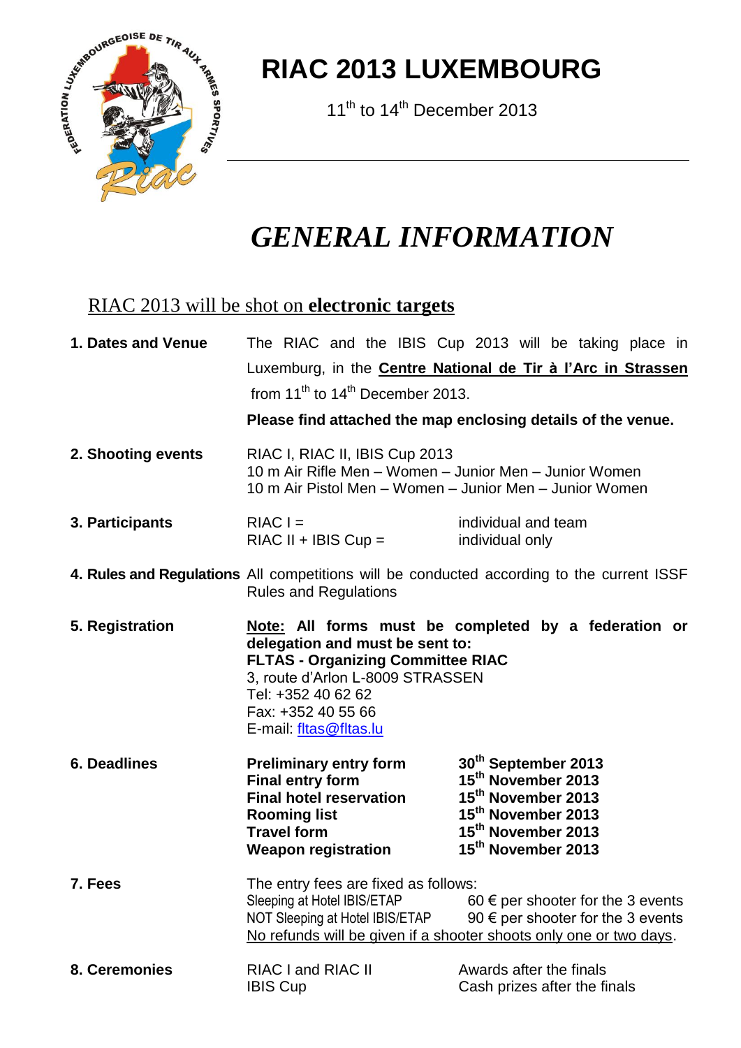# RIAC 2013 LUXEMBOURG

11th to 14th December 2013

# *GENERAL INFORMATION*

## RIAC 2013 will be shot on **electronic targets**

**1. Dates and Venue**

The RIAC and the IBIS Cup 2013 will be taking place in Luxemburg, in the **Centre National de Tir à l'Arc in Strassen** from 11th to 14th December 2013.

**Please find attached the map enclosing details of the venue.**

**2. Shooting events**

RIAC I, RIAC II, IBIS Cup 2013
10 m Air Rifle Men – Women – Junior Men – Junior Women
10 m Air Pistol Men – Women – Junior Men – Junior Women

**3. Participants**

| | |
|---|---|
| RIAC I = | individual and team |
| RIAC II + IBIS Cup = | individual only |

**4. Rules and Regulations**

All competitions will be conducted according to the current ISSF Rules and Regulations

**5. Registration**

**Note: All forms must be completed by a federation or delegation and must be sent to:**
**FLTAS - Organizing Committee RIAC**
3, route d'Arlon L-8009 STRASSEN
Tel: +352 40 62 62
Fax: +352 40 55 66
E-mail: fltas@fltas.lu

**6. Deadlines**

| | |
|---|---|
| **Preliminary entry form** | **30th September 2013** |
| **Final entry form** | **15th November 2013** |
| **Final hotel reservation** | **15th November 2013** |
| **Rooming list** | **15th November 2013** |
| **Travel form** | **15th November 2013** |
| **Weapon registration** | **15th November 2013** |

**7. Fees**

The entry fees are fixed as follows:

| | |
|---|---|
| Sleeping at Hotel IBIS/ETAP | 60 € per shooter for the 3 events |
| NOT Sleeping at Hotel IBIS/ETAP | 90 € per shooter for the 3 events |

No refunds will be given if a shooter shoots only one or two days.

**8. Ceremonies**

| | |
|---|---|
| RIAC I and RIAC II | Awards after the finals |
| IBIS Cup | Cash prizes after the finals |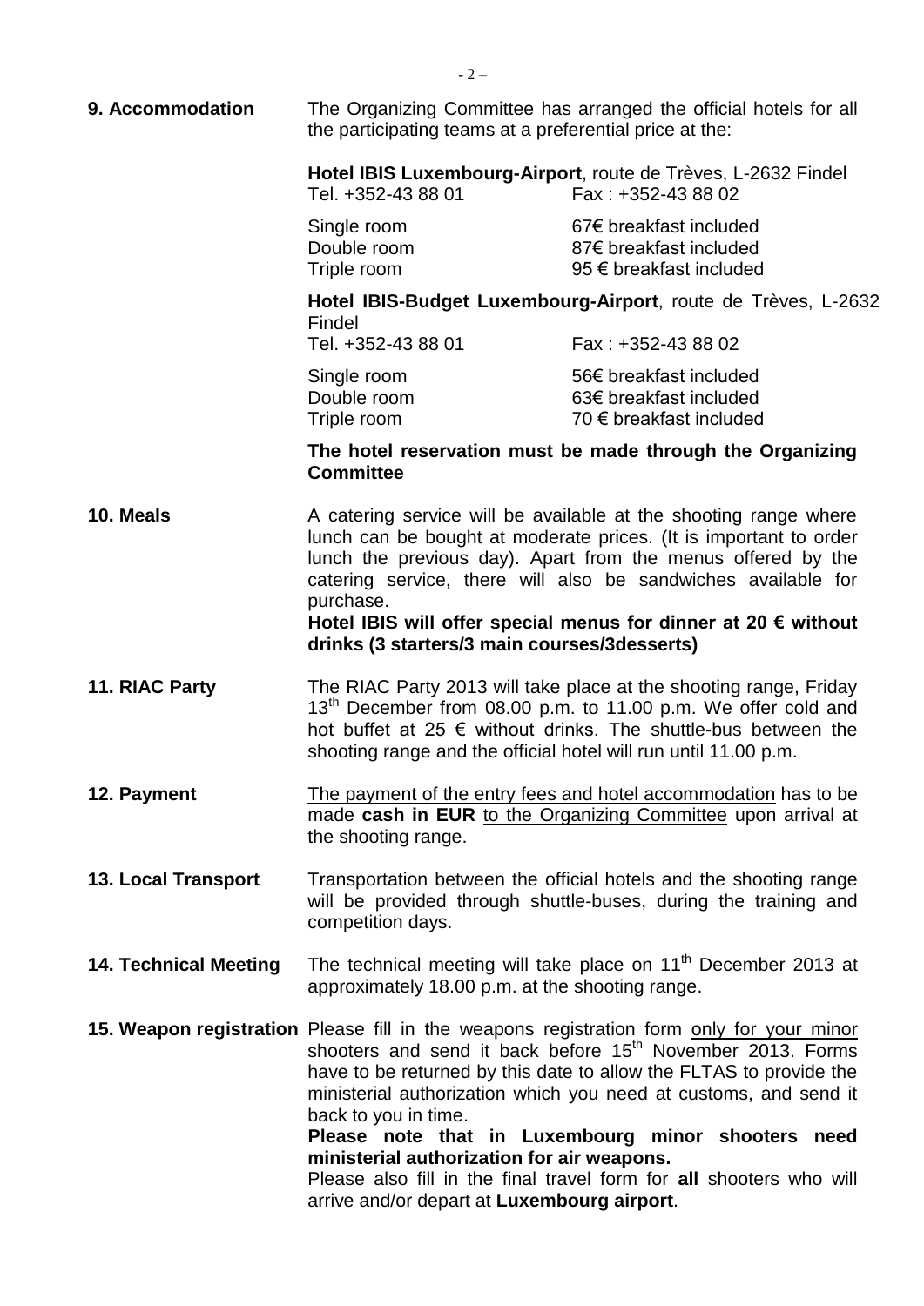**9. Accommodation**

The Organizing Committee has arranged the official hotels for all the participating teams at a preferential price at the:

**Hotel IBIS Luxembourg-Airport**, route de Trèves, L-2632 Findel
Tel. +352-43 88 01 Fax : +352-43 88 02

| | |
|---|---|
| Single room | 67€ breakfast included |
| Double room | 87€ breakfast included |
| Triple room | 95 € breakfast included |

**Hotel IBIS-Budget Luxembourg-Airport**, route de Trèves, L-2632 Findel
Tel. +352-43 88 01 Fax : +352-43 88 02

| | |
|---|---|
| Single room | 56€ breakfast included |
| Double room | 63€ breakfast included |
| Triple room | 70 € breakfast included |

**The hotel reservation must be made through the Organizing Committee**

**10. Meals**

A catering service will be available at the shooting range where lunch can be bought at moderate prices. (It is important to order lunch the previous day). Apart from the menus offered by the catering service, there will also be sandwiches available for purchase.
**Hotel IBIS will offer special menus for dinner at 20 € without drinks (3 starters/3 main courses/3desserts)**

**11. RIAC Party**

The RIAC Party 2013 will take place at the shooting range, Friday 13th December from 08.00 p.m. to 11.00 p.m. We offer cold and hot buffet at 25 € without drinks. The shuttle-bus between the shooting range and the official hotel will run until 11.00 p.m.

**12. Payment**

The payment of the entry fees and hotel accommodation has to be made **cash in EUR** to the Organizing Committee upon arrival at the shooting range.

**13. Local Transport**

Transportation between the official hotels and the shooting range will be provided through shuttle-buses, during the training and competition days.

**14. Technical Meeting**

The technical meeting will take place on 11th December 2013 at approximately 18.00 p.m. at the shooting range.

**15. Weapon registration**

Please fill in the weapons registration form only for your minor shooters and send it back before 15th November 2013. Forms have to be returned by this date to allow the FLTAS to provide the ministerial authorization which you need at customs, and send it back to you in time.
**Please note that in Luxembourg minor shooters need ministerial authorization for air weapons.**
Please also fill in the final travel form for **all** shooters who will arrive and/or depart at **Luxembourg airport**.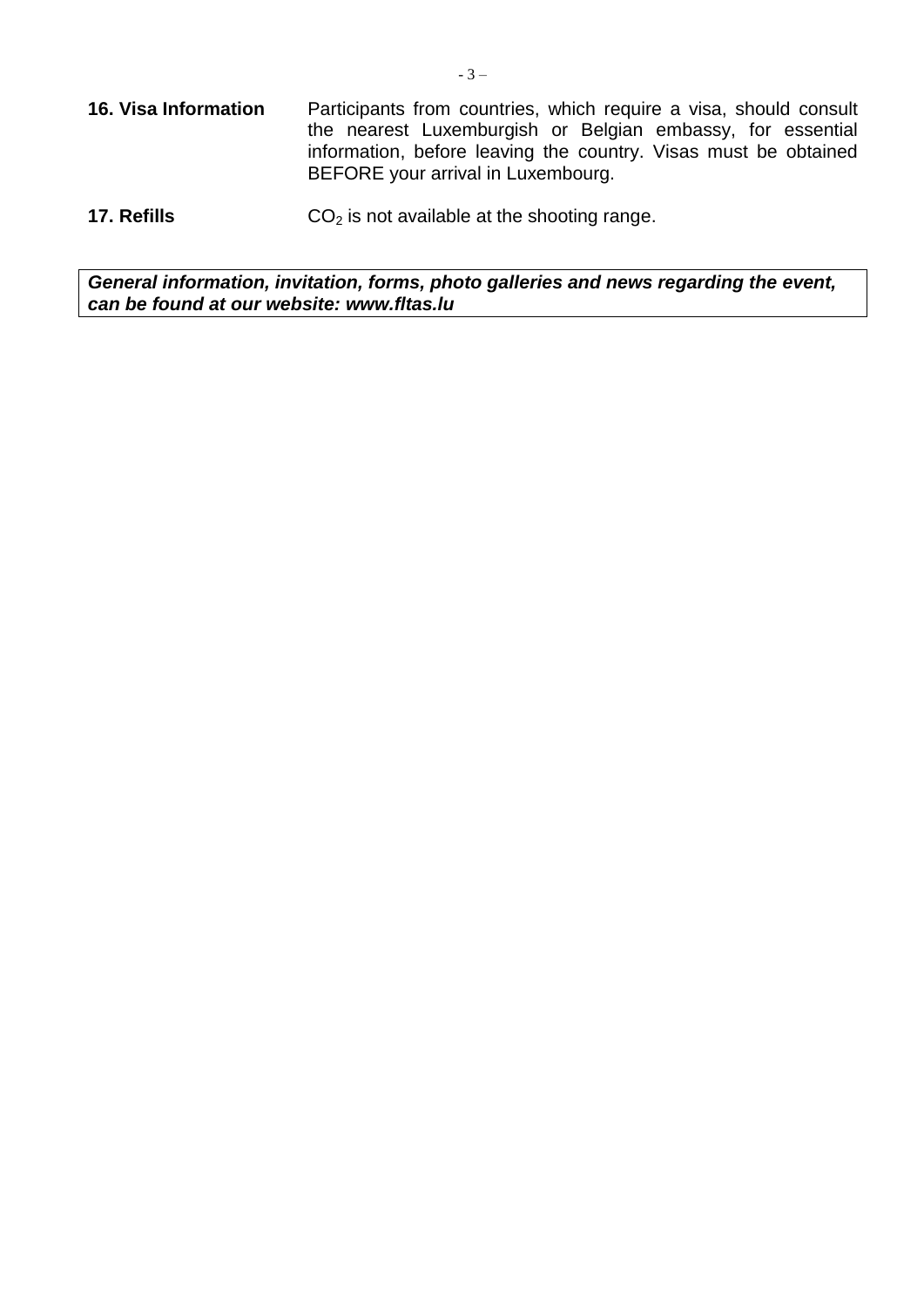**16. Visa Information** Participants from countries, which require a visa, should consult the nearest Luxemburgish or Belgian embassy, for essential information, before leaving the country. Visas must be obtained BEFORE your arrival in Luxembourg.

**17. Refills** $CO_2$ is not available at the shooting range.

***General information, invitation, forms, photo galleries and news regarding the event, can be found at our website: www.fltas.lu***